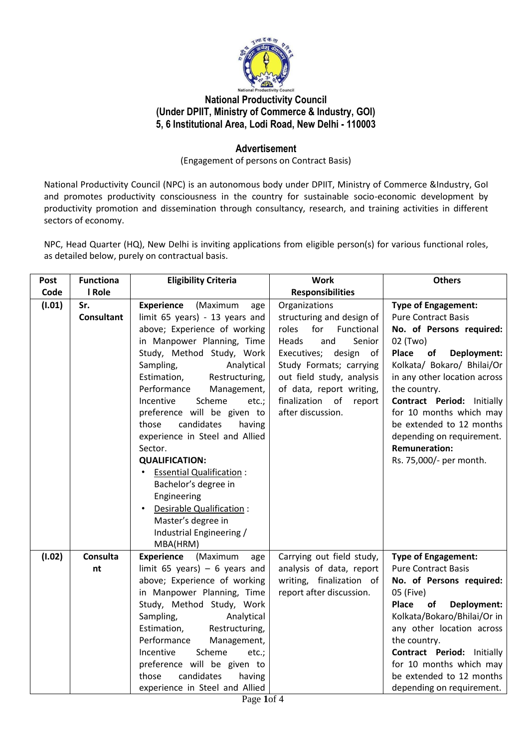**National Productivity Council**
**(Under DPIIT, Ministry of Commerce & Industry, GOI)**
**5, 6 Institutional Area, Lodi Road, New Delhi - 110003**

## Advertisement

(Engagement of persons on Contract Basis)

National Productivity Council (NPC) is an autonomous body under DPIIT, Ministry of Commerce &Industry, GoI and promotes productivity consciousness in the country for sustainable socio-economic development by productivity promotion and dissemination through consultancy, research, and training activities in different sectors of economy.

NPC, Head Quarter (HQ), New Delhi is inviting applications from eligible person(s) for various functional roles, as detailed below, purely on contractual basis.

| Post Code | Functional Role | Eligibility Criteria | Work Responsibilities | Others |
|---|---|---|---|---|
| (I.01) | Sr. Consultant | **Experience** (Maximum age limit 65 years) - 13 years and above; Experience of working in Manpower Planning, Time Study, Method Study, Work Sampling, Analytical Estimation, Restructuring, Performance Management, Incentive Scheme etc.; preference will be given to those candidates having experience in Steel and Allied Sector.<br>**QUALIFICATION:**<br>• Essential Qualification : Bachelor's degree in Engineering<br>• Desirable Qualification : Master's degree in Industrial Engineering / MBA(HRM) | Organizations structuring and design of roles for Functional Heads and Senior Executives; design of Study Formats; carrying out field study, analysis of data, report writing, finalization of report after discussion. | **Type of Engagement:** Pure Contract Basis<br>**No. of Persons required:** 02 (Two)<br>**Place of Deployment:** Kolkata/ Bokaro/ Bhilai/Or in any other location across the country.<br>**Contract Period:** Initially for 10 months which may be extended to 12 months depending on requirement.<br>**Remuneration:** Rs. 75,000/- per month. |
| (I.02) | Consultant | **Experience** (Maximum age limit 65 years) – 6 years and above; Experience of working in Manpower Planning, Time Study, Method Study, Work Sampling, Analytical Estimation, Restructuring, Performance Management, Incentive Scheme etc.; preference will be given to those candidates having experience in Steel and Allied | Carrying out field study, analysis of data, report writing, finalization of report after discussion. | **Type of Engagement:** Pure Contract Basis<br>**No. of Persons required:** 05 (Five)<br>**Place of Deployment:** Kolkata/Bokaro/Bhilai/Or in any other location across the country.<br>**Contract Period:** Initially for 10 months which may be extended to 12 months depending on requirement. |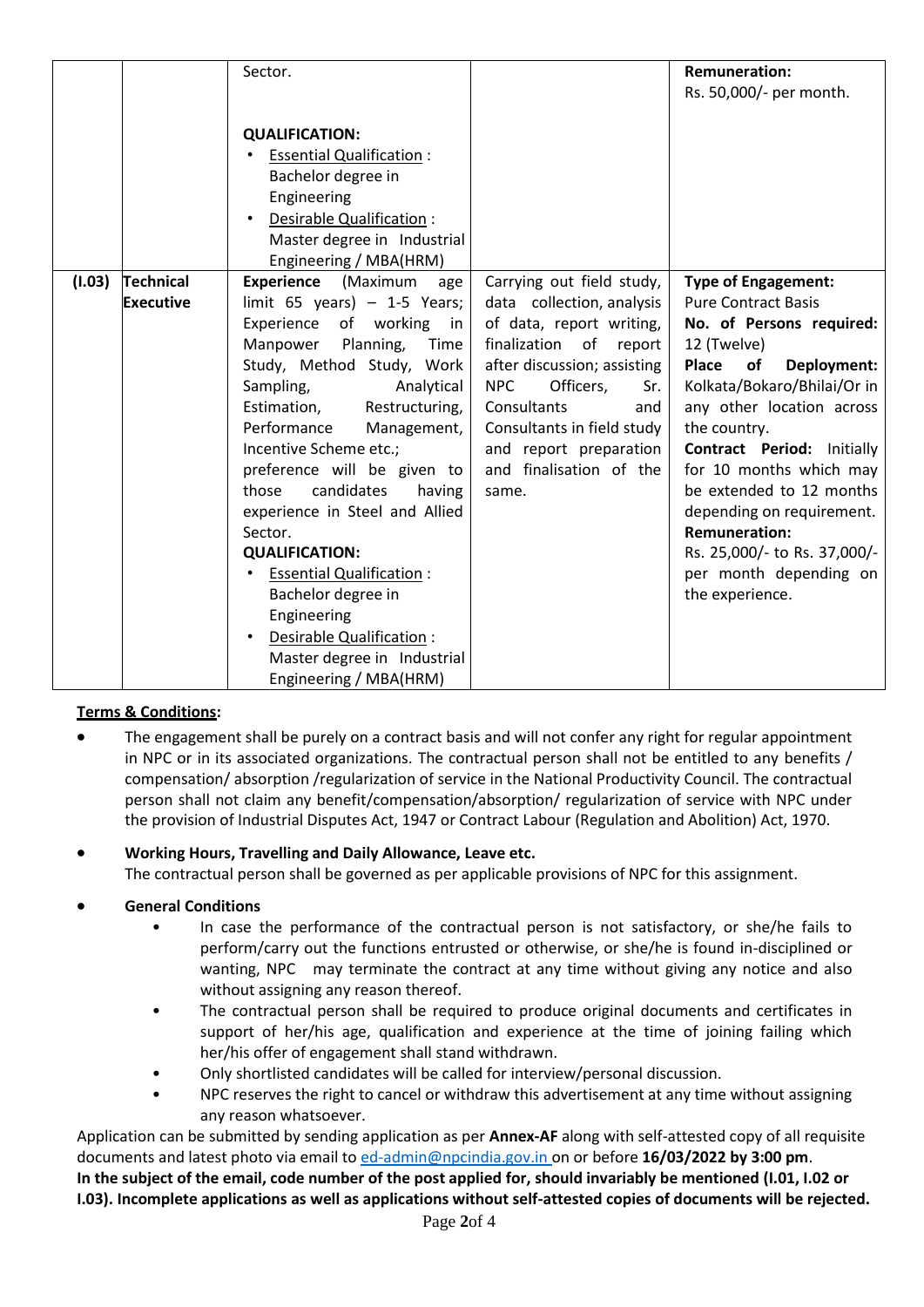| | | | | |
|---|---|---|---|---|
| | | Sector.<br><br>**QUALIFICATION:**<br>• Essential Qualification : Bachelor degree in Engineering<br>• Desirable Qualification : Master degree in Industrial Engineering / MBA(HRM) | | **Remuneration:**<br>Rs. 50,000/- per month. |
| **(I.03)** | **Technical Executive** | **Experience** (Maximum age limit 65 years) – 1-5 Years; Experience of working in Manpower Planning, Time Study, Method Study, Work Sampling, Analytical Estimation, Restructuring, Performance Management, Incentive Scheme etc.; preference will be given to those candidates having experience in Steel and Allied Sector.<br>**QUALIFICATION:**<br>• Essential Qualification : Bachelor degree in Engineering<br>• Desirable Qualification : Master degree in Industrial Engineering / MBA(HRM) | Carrying out field study, data collection, analysis of data, report writing, finalization of report after discussion; assisting NPC Officers, Sr. Consultants and Consultants in field study and report preparation and finalisation of the same. | **Type of Engagement:** Pure Contract Basis<br>**No. of Persons required:** 12 (Twelve)<br>**Place of Deployment:** Kolkata/Bokaro/Bhilai/Or in any other location across the country.<br>**Contract Period:** Initially for 10 months which may be extended to 12 months depending on requirement.<br>**Remuneration:**<br>Rs. 25,000/- to Rs. 37,000/- per month depending on the experience. |

**Terms & Conditions:**

- The engagement shall be purely on a contract basis and will not confer any right for regular appointment in NPC or in its associated organizations. The contractual person shall not be entitled to any benefits / compensation/ absorption /regularization of service in the National Productivity Council. The contractual person shall not claim any benefit/compensation/absorption/ regularization of service with NPC under the provision of Industrial Disputes Act, 1947 or Contract Labour (Regulation and Abolition) Act, 1970.

- **Working Hours, Travelling and Daily Allowance, Leave etc.**
  The contractual person shall be governed as per applicable provisions of NPC for this assignment.

- **General Conditions**
  - In case the performance of the contractual person is not satisfactory, or she/he fails to perform/carry out the functions entrusted or otherwise, or she/he is found in-disciplined or wanting, NPC may terminate the contract at any time without giving any notice and also without assigning any reason thereof.
  - The contractual person shall be required to produce original documents and certificates in support of her/his age, qualification and experience at the time of joining failing which her/his offer of engagement shall stand withdrawn.
  - Only shortlisted candidates will be called for interview/personal discussion.
  - NPC reserves the right to cancel or withdraw this advertisement at any time without assigning any reason whatsoever.

Application can be submitted by sending application as per **Annex-AF** along with self-attested copy of all requisite documents and latest photo via email to ed-admin@npcindia.gov.in on or before **16/03/2022 by 3:00 pm**.
**In the subject of the email, code number of the post applied for, should invariably be mentioned (I.01, I.02 or I.03). Incomplete applications as well as applications without self-attested copies of documents will be rejected.**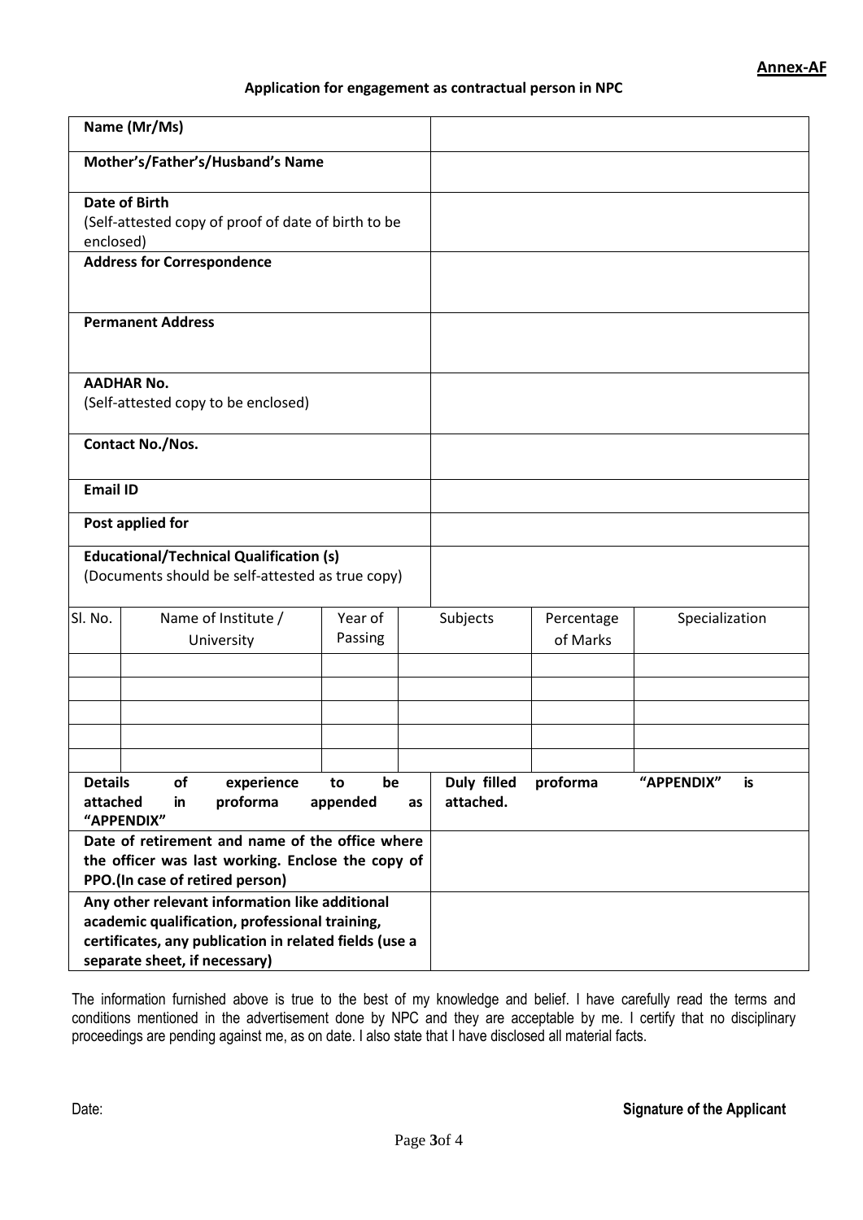**Annex-AF**

**Application for engagement as contractual person in NPC**

| | |
|---|---|
| **Name (Mr/Ms)** | |
| **Mother's/Father's/Husband's Name** | |
| **Date of Birth** (Self-attested copy of proof of date of birth to be enclosed) | |
| **Address for Correspondence** | |
| **Permanent Address** | |
| **AADHAR No.** (Self-attested copy to be enclosed) | |
| **Contact No./Nos.** | |
| **Email ID** | |
| **Post applied for** | |
| **Educational/Technical Qualification (s)** (Documents should be self-attested as true copy) | |

| Sl. No. | Name of Institute / University | Year of Passing | Subjects | Percentage of Marks | Specialization |
|---|---|---|---|---|---|
| | | | | | |
| | | | | | |
| | | | | | |
| | | | | | |
| | | | | | |

| | |
|---|---|
| **Details of experience to be attached in proforma appended as "APPENDIX"** | **Duly filled proforma "APPENDIX" is attached.** |
| **Date of retirement and name of the office where the officer was last working. Enclose the copy of PPO.(In case of retired person)** | |
| **Any other relevant information like additional academic qualification, professional training, certificates, any publication in related fields (use a separate sheet, if necessary)** | |

The information furnished above is true to the best of my knowledge and belief. I have carefully read the terms and conditions mentioned in the advertisement done by NPC and they are acceptable by me. I certify that no disciplinary proceedings are pending against me, as on date. I also state that I have disclosed all material facts.

Date: **Signature of the Applicant**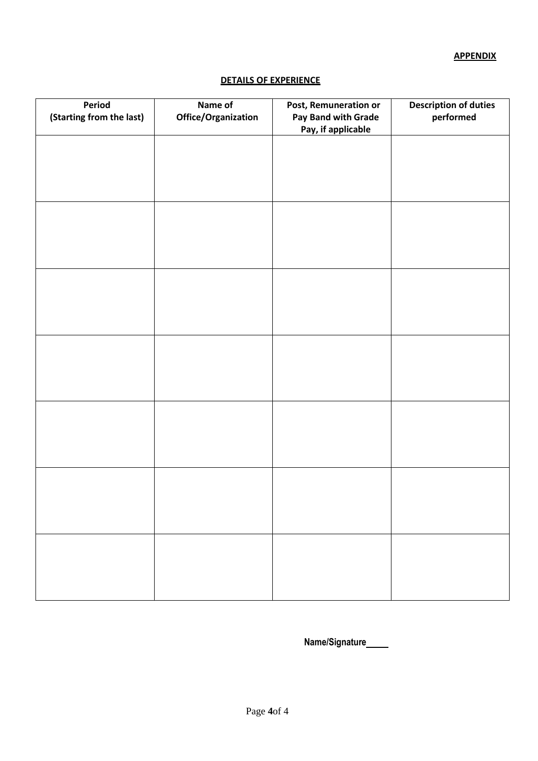**APPENDIX**

**DETAILS OF EXPERIENCE**

| Period (Starting from the last) | Name of Office/Organization | Post, Remuneration or Pay Band with Grade Pay, if applicable | Description of duties performed |
|---|---|---|---|
| | | | |
| | | | |
| | | | |
| | | | |
| | | | |
| | | | |
| | | | |

**Name/Signature____**